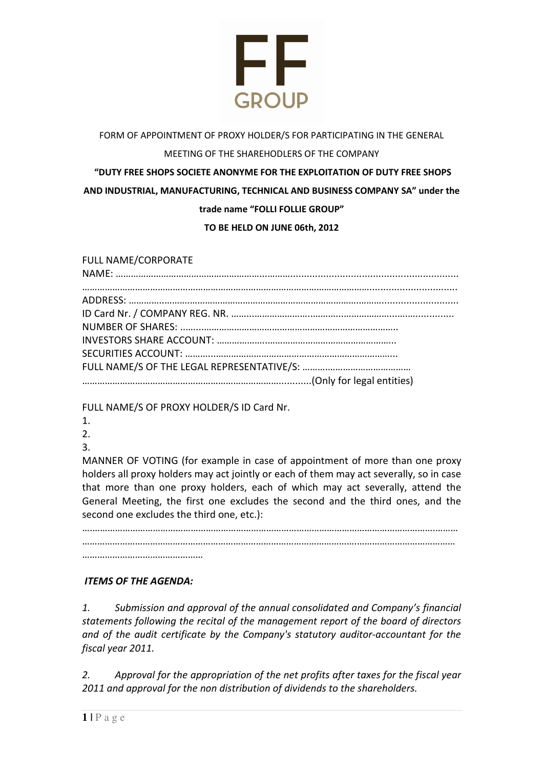FF GROUP

FORM OF APPOINTMENT OF PROXY HOLDER/S FOR PARTICIPATING IN THE GENERAL MEETING OF THE SHAREHODLERS OF THE COMPANY

**“DUTY FREE SHOPS SOCIETE ANONYME FOR THE EXPLOITATION OF DUTY FREE SHOPS AND INDUSTRIAL, MANUFACTURING, TECHNICAL AND BUSINESS COMPANY SA” under the trade name “FOLLI FOLLIE GROUP”**

**TO BE HELD ON JUNE 06th, 2012**

FULL NAME/CORPORATE NAME: ……………………………………………………………………………………………………………
……………………………………………………………………………………………………………………………
ADDRESS: ……………………………………………………………………………………………………………
ID Card Nr. / COMPANY REG. NR. ……………………………………………………………………………
NUMBER OF SHARES: ……………………………………………………………………………
INVESTORS SHARE ACCOUNT: ……………………………………………………………
SECURITIES ACCOUNT: ……………………………………………………………………………
FULL NAME/S OF THE LEGAL REPRESENTATIVE/S: ……………………………………
……………………………………………………………………………(Only for legal entities)

FULL NAME/S OF PROXY HOLDER/S ID Card Nr.

1.
2.
3.

MANNER OF VOTING (for example in case of appointment of more than one proxy holders all proxy holders may act jointly or each of them may act severally, so in case that more than one proxy holders, each of which may act severally, attend the General Meeting, the first one excludes the second and the third ones, and the second one excludes the third one, etc.):

……………………………………………………………………………………………………………………………
……………………………………………………………………………………………………………………………
…………………………………………

***ITEMS OF THE AGENDA:***

*1. Submission and approval of the annual consolidated and Company’s financial statements following the recital of the management report of the board of directors and of the audit certificate by the Company's statutory auditor-accountant for the fiscal year 2011.*

*2. Approval for the appropriation of the net profits after taxes for the fiscal year 2011 and approval for the non distribution of dividends to the shareholders.*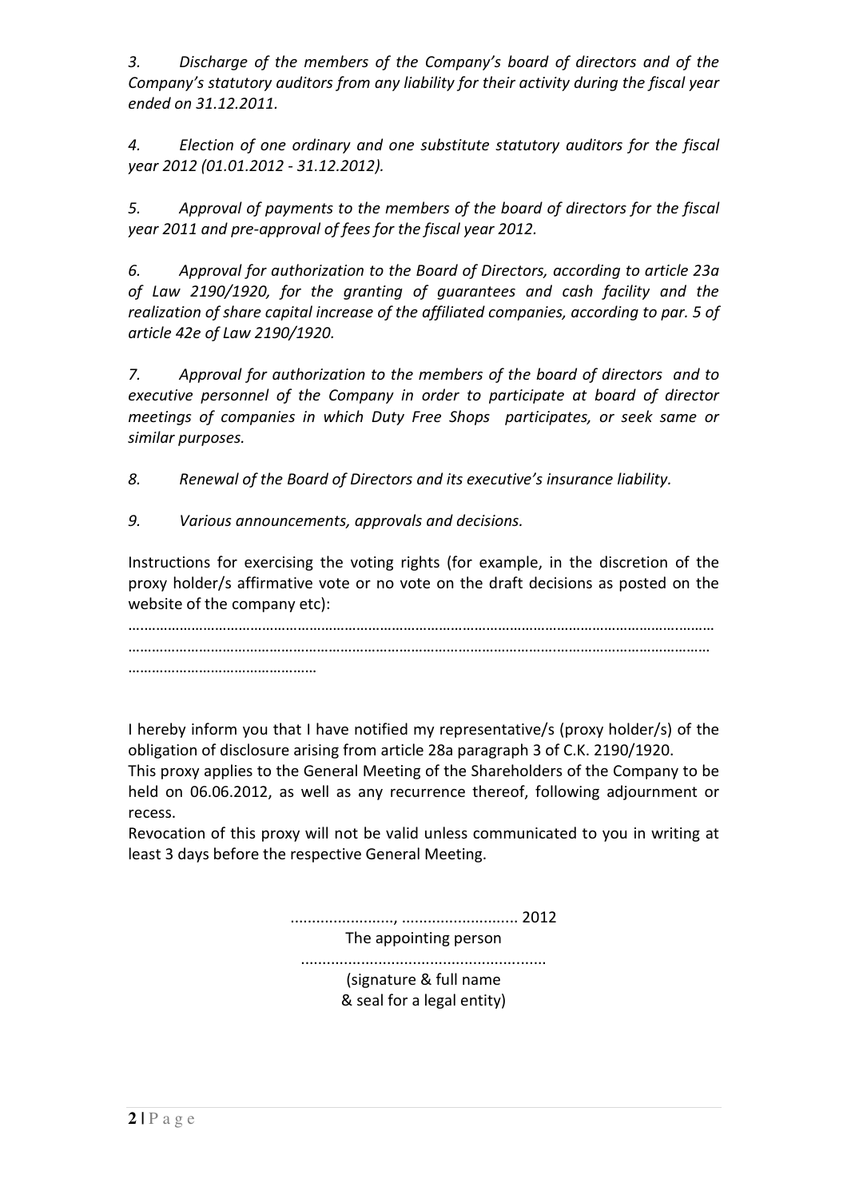*3. Discharge of the members of the Company's board of directors and of the Company's statutory auditors from any liability for their activity during the fiscal year ended on 31.12.2011.*

*4. Election of one ordinary and one substitute statutory auditors for the fiscal year 2012 (01.01.2012 - 31.12.2012).*

*5. Approval of payments to the members of the board of directors for the fiscal year 2011 and pre-approval of fees for the fiscal year 2012.*

*6. Approval for authorization to the Board of Directors, according to article 23a of Law 2190/1920, for the granting of guarantees and cash facility and the realization of share capital increase of the affiliated companies, according to par. 5 of article 42e of Law 2190/1920.*

*7. Approval for authorization to the members of the board of directors and to executive personnel of the Company in order to participate at board of director meetings of companies in which Duty Free Shops participates, or seek same or similar purposes.*

*8. Renewal of the Board of Directors and its executive's insurance liability.*

*9. Various announcements, approvals and decisions.*

Instructions for exercising the voting rights (for example, in the discretion of the proxy holder/s affirmative vote or no vote on the draft decisions as posted on the website of the company etc):

………………………………………………………………………………………………………………………………
………………………………………………………………………………………………………………………………
…………………………………………

I hereby inform you that I have notified my representative/s (proxy holder/s) of the obligation of disclosure arising from article 28a paragraph 3 of C.K. 2190/1920.
This proxy applies to the General Meeting of the Shareholders of the Company to be held on 06.06.2012, as well as any recurrence thereof, following adjournment or recess.
Revocation of this proxy will not be valid unless communicated to you in writing at least 3 days before the respective General Meeting.

........................, ........................... 2012

The appointing person

.......................................................

(signature & full name
& seal for a legal entity)